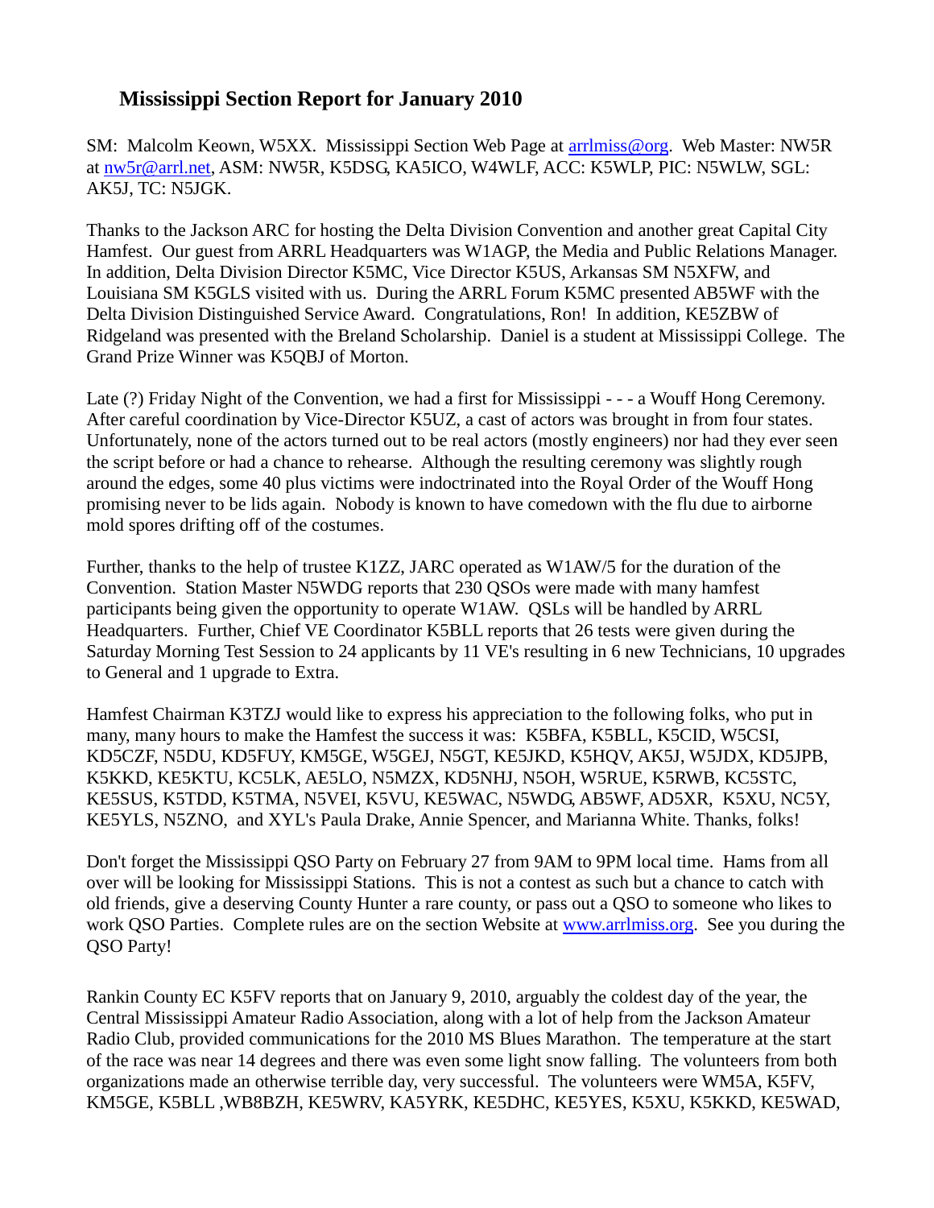# Mississippi Section Report for January 2010

SM: Malcolm Keown, W5XX. Mississippi Section Web Page at arrlmiss@org. Web Master: NW5R at nw5r@arrl.net, ASM: NW5R, K5DSG, KA5ICO, W4WLF, ACC: K5WLP, PIC: N5WLW, SGL: AK5J, TC: N5JGK.

Thanks to the Jackson ARC for hosting the Delta Division Convention and another great Capital City Hamfest. Our guest from ARRL Headquarters was W1AGP, the Media and Public Relations Manager. In addition, Delta Division Director K5MC, Vice Director K5US, Arkansas SM N5XFW, and Louisiana SM K5GLS visited with us. During the ARRL Forum K5MC presented AB5WF with the Delta Division Distinguished Service Award. Congratulations, Ron! In addition, KE5ZBW of Ridgeland was presented with the Breland Scholarship. Daniel is a student at Mississippi College. The Grand Prize Winner was K5QBJ of Morton.

Late (?) Friday Night of the Convention, we had a first for Mississippi - - - a Wouff Hong Ceremony. After careful coordination by Vice-Director K5UZ, a cast of actors was brought in from four states. Unfortunately, none of the actors turned out to be real actors (mostly engineers) nor had they ever seen the script before or had a chance to rehearse. Although the resulting ceremony was slightly rough around the edges, some 40 plus victims were indoctrinated into the Royal Order of the Wouff Hong promising never to be lids again. Nobody is known to have comedown with the flu due to airborne mold spores drifting off of the costumes.

Further, thanks to the help of trustee K1ZZ, JARC operated as W1AW/5 for the duration of the Convention. Station Master N5WDG reports that 230 QSOs were made with many hamfest participants being given the opportunity to operate W1AW. QSLs will be handled by ARRL Headquarters. Further, Chief VE Coordinator K5BLL reports that 26 tests were given during the Saturday Morning Test Session to 24 applicants by 11 VE's resulting in 6 new Technicians, 10 upgrades to General and 1 upgrade to Extra.

Hamfest Chairman K3TZJ would like to express his appreciation to the following folks, who put in many, many hours to make the Hamfest the success it was: K5BFA, K5BLL, K5CID, W5CSI, KD5CZF, N5DU, KD5FUY, KM5GE, W5GEJ, N5GT, KE5JKD, K5HQV, AK5J, W5JDX, KD5JPB, K5KKD, KE5KTU, KC5LK, AE5LO, N5MZX, KD5NHJ, N5OH, W5RUE, K5RWB, KC5STC, KE5SUS, K5TDD, K5TMA, N5VEI, K5VU, KE5WAC, N5WDG, AB5WF, AD5XR, K5XU, NC5Y, KE5YLS, N5ZNO, and XYL's Paula Drake, Annie Spencer, and Marianna White. Thanks, folks!

Don't forget the Mississippi QSO Party on February 27 from 9AM to 9PM local time. Hams from all over will be looking for Mississippi Stations. This is not a contest as such but a chance to catch with old friends, give a deserving County Hunter a rare county, or pass out a QSO to someone who likes to work QSO Parties. Complete rules are on the section Website at www.arrlmiss.org. See you during the QSO Party!

Rankin County EC K5FV reports that on January 9, 2010, arguably the coldest day of the year, the Central Mississippi Amateur Radio Association, along with a lot of help from the Jackson Amateur Radio Club, provided communications for the 2010 MS Blues Marathon. The temperature at the start of the race was near 14 degrees and there was even some light snow falling. The volunteers from both organizations made an otherwise terrible day, very successful. The volunteers were WM5A, K5FV, KM5GE, K5BLL ,WB8BZH, KE5WRV, KA5YRK, KE5DHC, KE5YES, K5XU, K5KKD, KE5WAD,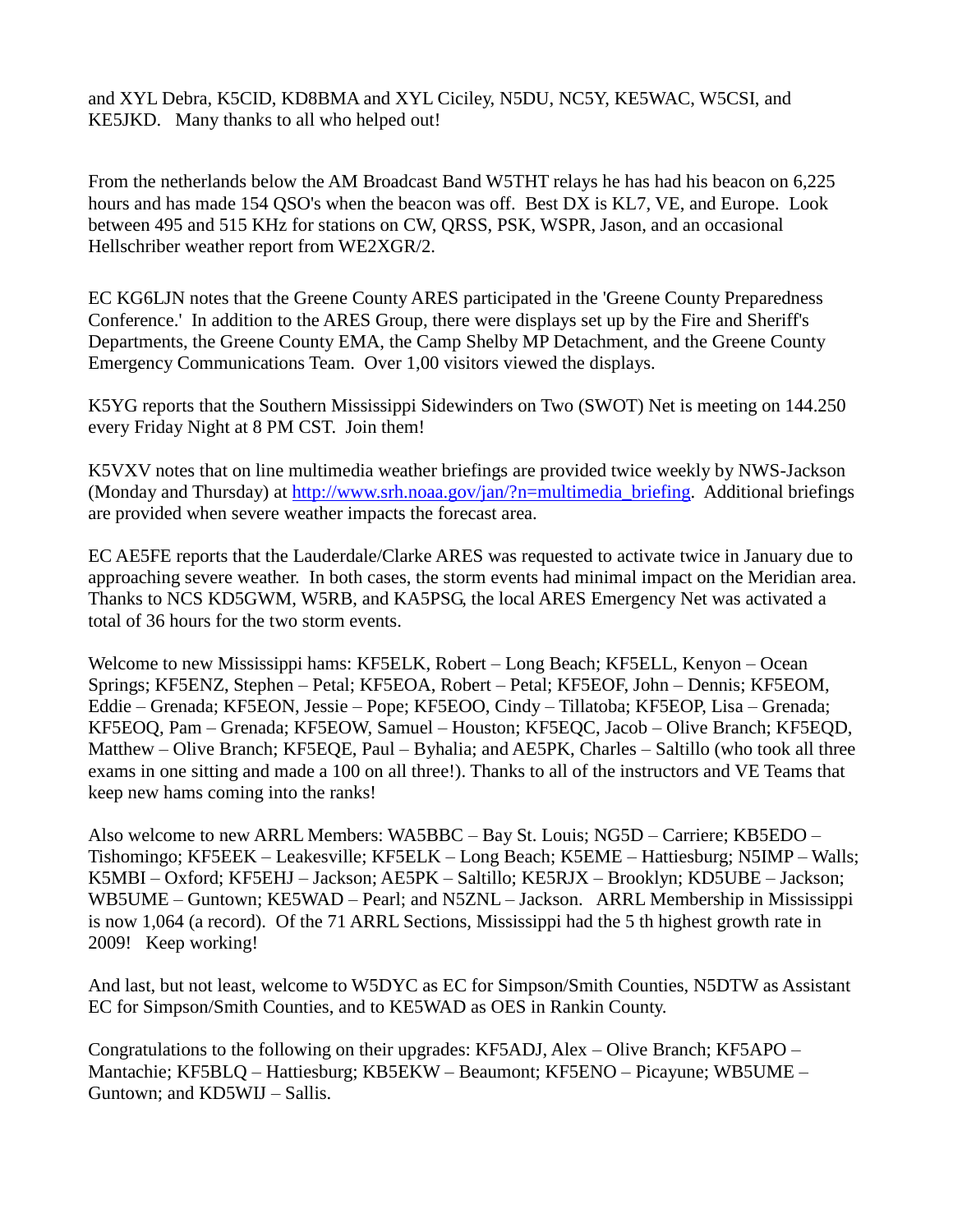and XYL Debra, K5CID, KD8BMA and XYL Ciciley, N5DU, NC5Y, KE5WAC, W5CSI, and KE5JKD. Many thanks to all who helped out!

From the netherlands below the AM Broadcast Band W5THT relays he has had his beacon on 6,225 hours and has made 154 QSO's when the beacon was off. Best DX is KL7, VE, and Europe. Look between 495 and 515 KHz for stations on CW, QRSS, PSK, WSPR, Jason, and an occasional Hellschriber weather report from WE2XGR/2.

EC KG6LJN notes that the Greene County ARES participated in the 'Greene County Preparedness Conference.' In addition to the ARES Group, there were displays set up by the Fire and Sheriff's Departments, the Greene County EMA, the Camp Shelby MP Detachment, and the Greene County Emergency Communications Team. Over 1,00 visitors viewed the displays.

K5YG reports that the Southern Mississippi Sidewinders on Two (SWOT) Net is meeting on 144.250 every Friday Night at 8 PM CST. Join them!

K5VXV notes that on line multimedia weather briefings are provided twice weekly by NWS-Jackson (Monday and Thursday) at [http://www.srh.noaa.gov/jan/?n=multimedia_briefing](http://www.srh.noaa.gov/jan/?n=multimedia_briefing). Additional briefings are provided when severe weather impacts the forecast area.

EC AE5FE reports that the Lauderdale/Clarke ARES was requested to activate twice in January due to approaching severe weather. In both cases, the storm events had minimal impact on the Meridian area. Thanks to NCS KD5GWM, W5RB, and KA5PSG, the local ARES Emergency Net was activated a total of 36 hours for the two storm events.

Welcome to new Mississippi hams: KF5ELK, Robert – Long Beach; KF5ELL, Kenyon – Ocean Springs; KF5ENZ, Stephen – Petal; KF5EOA, Robert – Petal; KF5EOF, John – Dennis; KF5EOM, Eddie – Grenada; KF5EON, Jessie – Pope; KF5EOO, Cindy – Tillatoba; KF5EOP, Lisa – Grenada; KF5EOQ, Pam – Grenada; KF5EOW, Samuel – Houston; KF5EQC, Jacob – Olive Branch; KF5EQD, Matthew – Olive Branch; KF5EQE, Paul – Byhalia; and AE5PK, Charles – Saltillo (who took all three exams in one sitting and made a 100 on all three!). Thanks to all of the instructors and VE Teams that keep new hams coming into the ranks!

Also welcome to new ARRL Members: WA5BBC – Bay St. Louis; NG5D – Carriere; KB5EDO – Tishomingo; KF5EEK – Leakesville; KF5ELK – Long Beach; K5EME – Hattiesburg; N5IMP – Walls; K5MBI – Oxford; KF5EHJ – Jackson; AE5PK – Saltillo; KE5RJX – Brooklyn; KD5UBE – Jackson; WB5UME – Guntown; KE5WAD – Pearl; and N5ZNL – Jackson. ARRL Membership in Mississippi is now 1,064 (a record). Of the 71 ARRL Sections, Mississippi had the 5 th highest growth rate in 2009! Keep working!

And last, but not least, welcome to W5DYC as EC for Simpson/Smith Counties, N5DTW as Assistant EC for Simpson/Smith Counties, and to KE5WAD as OES in Rankin County.

Congratulations to the following on their upgrades: KF5ADJ, Alex – Olive Branch; KF5APO – Mantachie; KF5BLQ – Hattiesburg; KB5EKW – Beaumont; KF5ENO – Picayune; WB5UME – Guntown; and KD5WIJ – Sallis.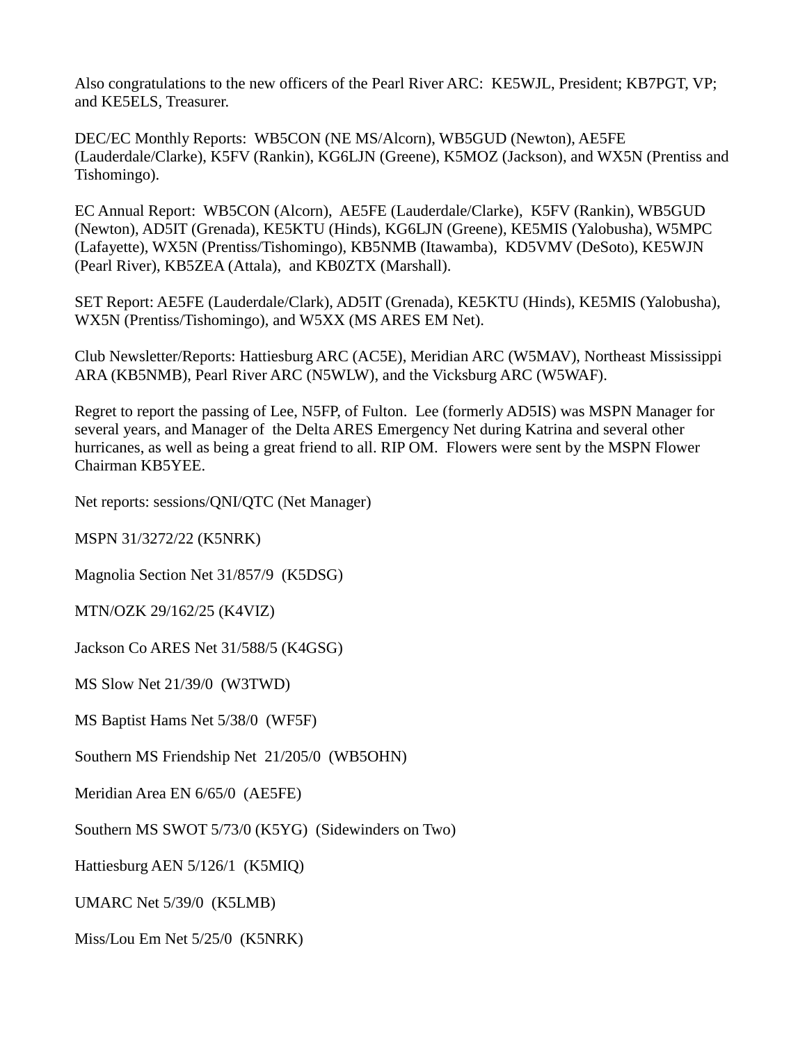Also congratulations to the new officers of the Pearl River ARC: KE5WJL, President; KB7PGT, VP; and KE5ELS, Treasurer.

DEC/EC Monthly Reports: WB5CON (NE MS/Alcorn), WB5GUD (Newton), AE5FE (Lauderdale/Clarke), K5FV (Rankin), KG6LJN (Greene), K5MOZ (Jackson), and WX5N (Prentiss and Tishomingo).

EC Annual Report: WB5CON (Alcorn), AE5FE (Lauderdale/Clarke), K5FV (Rankin), WB5GUD (Newton), AD5IT (Grenada), KE5KTU (Hinds), KG6LJN (Greene), KE5MIS (Yalobusha), W5MPC (Lafayette), WX5N (Prentiss/Tishomingo), KB5NMB (Itawamba), KD5VMV (DeSoto), KE5WJN (Pearl River), KB5ZEA (Attala), and KB0ZTX (Marshall).

SET Report: AE5FE (Lauderdale/Clark), AD5IT (Grenada), KE5KTU (Hinds), KE5MIS (Yalobusha), WX5N (Prentiss/Tishomingo), and W5XX (MS ARES EM Net).

Club Newsletter/Reports: Hattiesburg ARC (AC5E), Meridian ARC (W5MAV), Northeast Mississippi ARA (KB5NMB), Pearl River ARC (N5WLW), and the Vicksburg ARC (W5WAF).

Regret to report the passing of Lee, N5FP, of Fulton. Lee (formerly AD5IS) was MSPN Manager for several years, and Manager of the Delta ARES Emergency Net during Katrina and several other hurricanes, as well as being a great friend to all. RIP OM. Flowers were sent by the MSPN Flower Chairman KB5YEE.

Net reports: sessions/QNI/QTC (Net Manager)

MSPN 31/3272/22 (K5NRK)

Magnolia Section Net 31/857/9 (K5DSG)

MTN/OZK 29/162/25 (K4VIZ)

Jackson Co ARES Net 31/588/5 (K4GSG)

MS Slow Net 21/39/0 (W3TWD)

MS Baptist Hams Net 5/38/0 (WF5F)

Southern MS Friendship Net 21/205/0 (WB5OHN)

Meridian Area EN 6/65/0 (AE5FE)

Southern MS SWOT 5/73/0 (K5YG) (Sidewinders on Two)

Hattiesburg AEN 5/126/1 (K5MIQ)

UMARC Net 5/39/0 (K5LMB)

Miss/Lou Em Net 5/25/0 (K5NRK)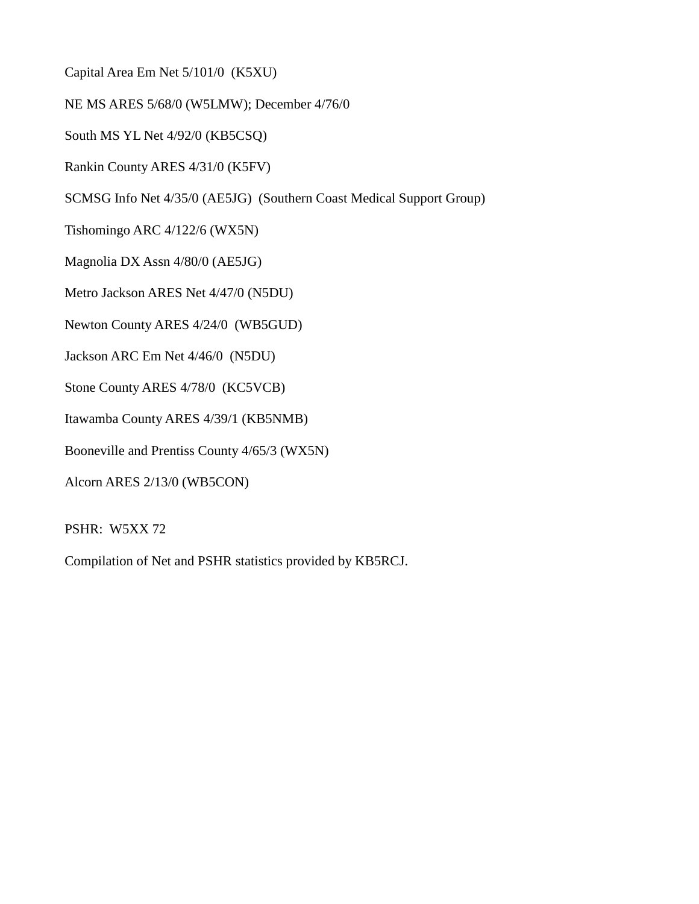Capital Area Em Net 5/101/0  (K5XU)

NE MS ARES 5/68/0 (W5LMW); December 4/76/0

South MS YL Net 4/92/0 (KB5CSQ)

Rankin County ARES 4/31/0 (K5FV)

SCMSG Info Net 4/35/0 (AE5JG)  (Southern Coast Medical Support Group)

Tishomingo ARC 4/122/6 (WX5N)

Magnolia DX Assn 4/80/0 (AE5JG)

Metro Jackson ARES Net 4/47/0 (N5DU)

Newton County ARES 4/24/0  (WB5GUD)

Jackson ARC Em Net 4/46/0  (N5DU)

Stone County ARES 4/78/0  (KC5VCB)

Itawamba County ARES 4/39/1 (KB5NMB)

Booneville and Prentiss County 4/65/3 (WX5N)

Alcorn ARES 2/13/0 (WB5CON)

PSHR:  W5XX 72

Compilation of Net and PSHR statistics provided by KB5RCJ.